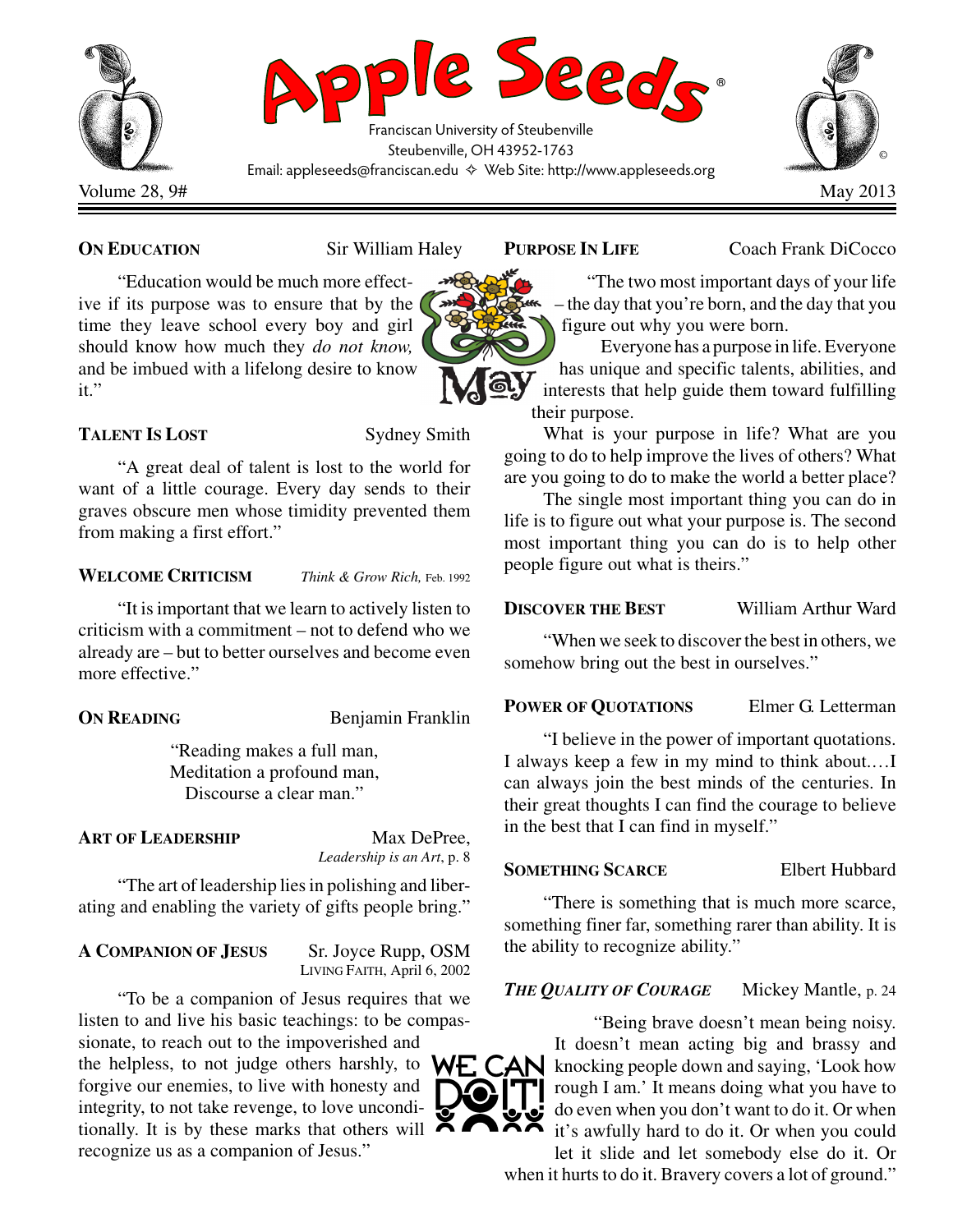# Apple Seeds®

Franciscan University of Steubenville
Steubenville, OH 43952-1763
Email: appleseeds@franciscan.edu ✧ Web Site: http://www.appleseeds.org

Volume 28, 9# — May 2013

---

### ON EDUCATION — Sir William Haley

"Education would be much more effective if its purpose was to ensure that by the time they leave school every boy and girl should know how much they *do not know,* and be imbued with a lifelong desire to know it."

### TALENT IS LOST — Sydney Smith

"A great deal of talent is lost to the world for want of a little courage. Every day sends to their graves obscure men whose timidity prevented them from making a first effort."

### WELCOME CRITICISM — *Think & Grow Rich,* Feb. 1992

"It is important that we learn to actively listen to criticism with a commitment – not to defend who we already are – but to better ourselves and become even more effective."

### ON READING — Benjamin Franklin

"Reading makes a full man,
Meditation a profound man,
Discourse a clear man."

### ART OF LEADERSHIP — Max DePree, *Leadership is an Art*, p. 8

"The art of leadership lies in polishing and liberating and enabling the variety of gifts people bring."

### A COMPANION OF JESUS — Sr. Joyce Rupp, OSM, LIVING FAITH, April 6, 2002

"To be a companion of Jesus requires that we listen to and live his basic teachings: to be compassionate, to reach out to the impoverished and the helpless, to not judge others harshly, to forgive our enemies, to live with honesty and integrity, to not take revenge, to love unconditionally. It is by these marks that others will recognize us as a companion of Jesus."

### PURPOSE IN LIFE — Coach Frank DiCocco

"The two most important days of your life – the day that you're born, and the day that you figure out why you were born.

Everyone has a purpose in life. Everyone has unique and specific talents, abilities, and interests that help guide them toward fulfilling their purpose.

What is your purpose in life? What are you going to do to help improve the lives of others? What are you going to do to make the world a better place?

The single most important thing you can do in life is to figure out what your purpose is. The second most important thing you can do is to help other people figure out what is theirs."

### DISCOVER THE BEST — William Arthur Ward

"When we seek to discover the best in others, we somehow bring out the best in ourselves."

### POWER OF QUOTATIONS — Elmer G. Letterman

"I believe in the power of important quotations. I always keep a few in my mind to think about.…I can always join the best minds of the centuries. In their great thoughts I can find the courage to believe in the best that I can find in myself."

### SOMETHING SCARCE — Elbert Hubbard

"There is something that is much more scarce, something finer far, something rarer than ability. It is the ability to recognize ability."

### *THE QUALITY OF COURAGE* — Mickey Mantle, p. 24

"Being brave doesn't mean being noisy. It doesn't mean acting big and brassy and knocking people down and saying, 'Look how rough I am.' It means doing what you have to do even when you don't want to do it. Or when it's awfully hard to do it. Or when you could let it slide and let somebody else do it. Or when it hurts to do it. Bravery covers a lot of ground."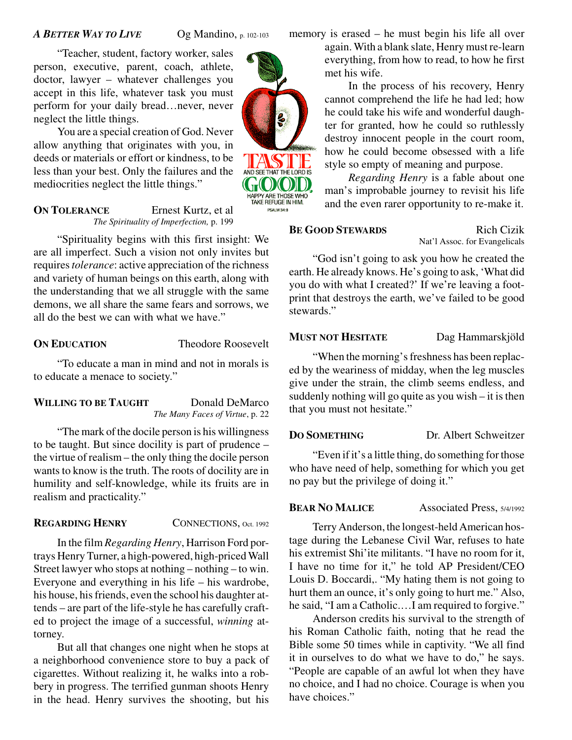**A BETTER WAY TO LIVE** — Og Mandino, p. 102-103

"Teacher, student, factory worker, sales person, executive, parent, coach, athlete, doctor, lawyer – whatever challenges you accept in this life, whatever task you must perform for your daily bread…never, never neglect the little things.

You are a special creation of God. Never allow anything that originates with you, in deeds or materials or effort or kindness, to be less than your best. Only the failures and the mediocrities neglect the little things."

**ON TOLERANCE** — Ernest Kurtz, et al, *The Spirituality of Imperfection,* p. 199

"Spirituality begins with this first insight: We are all imperfect. Such a vision not only invites but requires *tolerance*: active appreciation of the richness and variety of human beings on this earth, along with the understanding that we all struggle with the same demons, we all share the same fears and sorrows, we all do the best we can with what we have."

**ON EDUCATION** — Theodore Roosevelt

"To educate a man in mind and not in morals is to educate a menace to society."

**WILLING TO BE TAUGHT** — Donald DeMarco, *The Many Faces of Virtue*, p. 22

"The mark of the docile person is his willingness to be taught. But since docility is part of prudence – the virtue of realism – the only thing the docile person wants to know is the truth. The roots of docility are in humility and self-knowledge, while its fruits are in realism and practicality."

**REGARDING HENRY** — CONNECTIONS, Oct. 1992

In the film *Regarding Henry*, Harrison Ford portrays Henry Turner, a high-powered, high-priced Wall Street lawyer who stops at nothing – nothing – to win. Everyone and everything in his life – his wardrobe, his house, his friends, even the school his daughter attends – are part of the life-style he has carefully crafted to project the image of a successful, *winning* attorney.

But all that changes one night when he stops at a neighborhood convenience store to buy a pack of cigarettes. Without realizing it, he walks into a robbery in progress. The terrified gunman shoots Henry in the head. Henry survives the shooting, but his memory is erased – he must begin his life all over again. With a blank slate, Henry must re-learn everything, from how to read, to how he first met his wife.

In the process of his recovery, Henry cannot comprehend the life he had led; how he could take his wife and wonderful daughter for granted, how he could so ruthlessly destroy innocent people in the court room, how he could become obsessed with a life style so empty of meaning and purpose.

*Regarding Henry* is a fable about one man's improbable journey to revisit his life and the even rarer opportunity to re-make it.

TASTE AND SEE THAT THE LORD IS GOOD. HAPPY ARE THOSE WHO TAKE REFUGE IN HIM. PSALM 34:8

**BE GOOD STEWARDS** — Rich Cizik, Nat'l Assoc. for Evangelicals

"God isn't going to ask you how he created the earth. He already knows. He's going to ask, 'What did you do with what I created?' If we're leaving a footprint that destroys the earth, we've failed to be good stewards."

**MUST NOT HESITATE** — Dag Hammarskjöld

"When the morning's freshness has been replaced by the weariness of midday, when the leg muscles give under the strain, the climb seems endless, and suddenly nothing will go quite as you wish – it is then that you must not hesitate."

**DO SOMETHING** — Dr. Albert Schweitzer

"Even if it's a little thing, do something for those who have need of help, something for which you get no pay but the privilege of doing it."

**BEAR NO MALICE** — Associated Press, 5/4/1992

Terry Anderson, the longest-held American hostage during the Lebanese Civil War, refuses to hate his extremist Shi'ite militants. "I have no room for it, I have no time for it," he told AP President/CEO Louis D. Boccardi,. "My hating them is not going to hurt them an ounce, it's only going to hurt me." Also, he said, "I am a Catholic.…I am required to forgive."

Anderson credits his survival to the strength of his Roman Catholic faith, noting that he read the Bible some 50 times while in captivity. "We all find it in ourselves to do what we have to do," he says. "People are capable of an awful lot when they have no choice, and I had no choice. Courage is when you have choices."